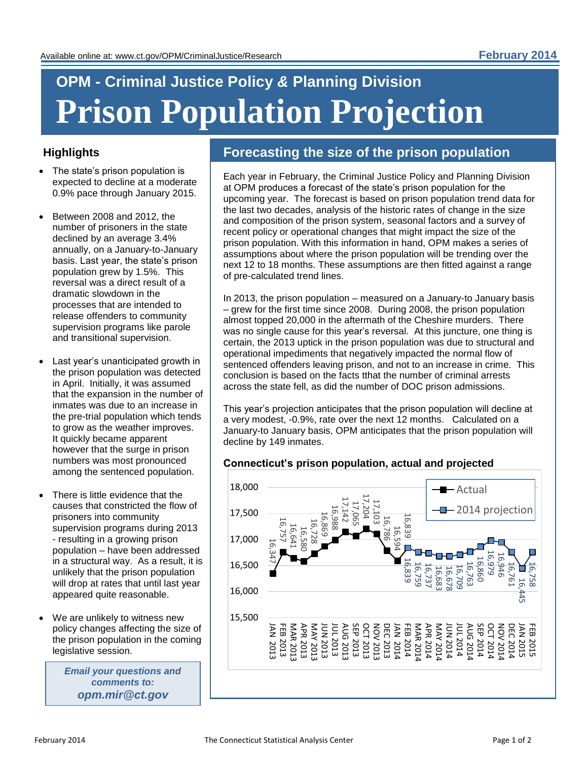Available online at: www.ct.gov/OPM/CriminalJustice/Research

**February 2014**

## OPM - Criminal Justice Policy & Planning Division

# Prison Population Projection

## Highlights

- The state's prison population is expected to decline at a moderate 0.9% pace through January 2015.
- Between 2008 and 2012, the number of prisoners in the state declined by an average 3.4% annually, on a January-to-January basis. Last year, the state's prison population grew by 1.5%. This reversal was a direct result of a dramatic slowdown in the processes that are intended to release offenders to community supervision programs like parole and transitional supervision.
- Last year's unanticipated growth in the prison population was detected in April. Initially, it was assumed that the expansion in the number of inmates was due to an increase in the pre-trial population which tends to grow as the weather improves. It quickly became apparent however that the surge in prison numbers was most pronounced among the sentenced population.
- There is little evidence that the causes that constricted the flow of prisoners into community supervision programs during 2013 - resulting in a growing prison population – have been addressed in a structural way. As a result, it is unlikely that the prison population will drop at rates that until last year appeared quite reasonable.
- We are unlikely to witness new policy changes affecting the size of the prison population in the coming legislative session.

***Email your questions and comments to:***
***opm.mir@ct.gov***

## Forecasting the size of the prison population

Each year in February, the Criminal Justice Policy and Planning Division at OPM produces a forecast of the state's prison population for the upcoming year. The forecast is based on prison population trend data for the last two decades, analysis of the historic rates of change in the size and composition of the prison system, seasonal factors and a survey of recent policy or operational changes that might impact the size of the prison population. With this information in hand, OPM makes a series of assumptions about where the prison population will be trending over the next 12 to 18 months. These assumptions are then fitted against a range of pre-calculated trend lines.

In 2013, the prison population – measured on a January-to January basis – grew for the first time since 2008. During 2008, the prison population almost topped 20,000 in the aftermath of the Cheshire murders. There was no single cause for this year's reversal. At this juncture, one thing is certain, the 2013 uptick in the prison population was due to structural and operational impediments that negatively impacted the normal flow of sentenced offenders leaving prison, and not to an increase in crime. This conclusion is based on the facts tthat the number of criminal arrests across the state fell, as did the number of DOC prison admissions.

This year's projection anticipates that the prison population will decline at a very modest, -0.9%, rate over the next 12 months. Calculated on a January-to January basis, OPM anticipates that the prison population will decline by 149 inmates.

**Connecticut's prison population, actual and projected**

| Month | Actual | 2014 projection |
|---|---|---|
| JAN 2013 | 16,347 | |
| FEB 2013 | 16,757 | |
| MAR 2013 | 16,641 | |
| APR 2013 | 16,580 | |
| MAY 2013 | 16,728 | |
| JUN 2013 | 16,869 | |
| JUL 2013 | 16,988 | |
| AUG 2013 | 17,142 | |
| SEP 2013 | 17,065 | |
| OCT 2013 | 17,204 | |
| NOV 2013 | 17,103 | |
| DEC 2013 | 16,786 | |
| JAN 2014 | 16,594 | |
| FEB 2014 | 16,839 | 16,839 |
| MAR 2014 | | 16,759 |
| APR 2014 | | 16,737 |
| MAY 2014 | | 16,683 |
| JUN 2014 | | 16,678 |
| JUL 2014 | | 16,709 |
| AUG 2014 | | 16,763 |
| SEP 2014 | | 16,860 |
| OCT 2014 | | 16,979 |
| NOV 2014 | | 16,946 |
| DEC 2014 | | 16,761 |
| JAN 2015 | | 16,445 |
| FEB 2015 | | 16,758 |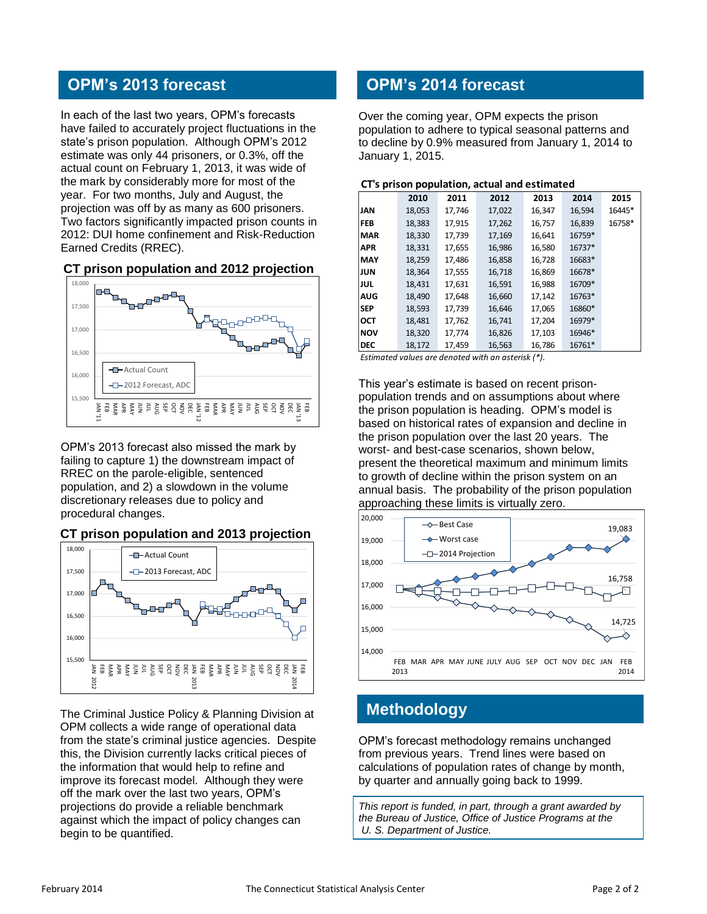## OPM's 2013 forecast

In each of the last two years, OPM's forecasts have failed to accurately project fluctuations in the state's prison population. Although OPM's 2012 estimate was only 44 prisoners, or 0.3%, off the actual count on February 1, 2013, it was wide of the mark by considerably more for most of the year. For two months, July and August, the projection was off by as many as 600 prisoners. Two factors significantly impacted prison counts in 2012: DUI home confinement and Risk-Reduction Earned Credits (RREC).

### CT prison population and 2012 projection

18,000
17,500
17,000
16,500
16,000
15,500

Actual Count
2012 Forecast, ADC

JAN '11 FEB MAR APR MAY JUN JUL AUG SEP OCT NOV DEC JAN '12 FEB MAR APR MAY JUN JUL AUG SEP OCT NOV DEC JAN '13 FEB

OPM's 2013 forecast also missed the mark by failing to capture 1) the downstream impact of RREC on the parole-eligible, sentenced population, and 2) a slowdown in the volume discretionary releases due to policy and procedural changes.

### CT prison population and 2013 projection

18,000
17,500
17,000
16,500
16,000
15,500

Actual Count
2013 Forecast, ADC

JAN 2012 FEB MAR APR MAY JUN JUL AUG SEP OCT NOV DEC JAN 2013 FEB MAR APR MAY JUN JUL AUG SEP OCT NOV DEC JAN 2014 FEB

The Criminal Justice Policy & Planning Division at OPM collects a wide range of operational data from the state's criminal justice agencies. Despite this, the Division currently lacks critical pieces of the information that would help to refine and improve its forecast model. Although they were off the mark over the last two years, OPM's projections do provide a reliable benchmark against which the impact of policy changes can begin to be quantified.

## OPM's 2014 forecast

Over the coming year, OPM expects the prison population to adhere to typical seasonal patterns and to decline by 0.9% measured from January 1, 2014 to January 1, 2015.

**CT's prison population, actual and estimated**

| | 2010 | 2011 | 2012 | 2013 | 2014 | 2015 |
|---|---|---|---|---|---|---|
| JAN | 18,053 | 17,746 | 17,022 | 16,347 | 16,594 | 16445* |
| FEB | 18,383 | 17,915 | 17,262 | 16,757 | 16,839 | 16758* |
| MAR | 18,330 | 17,739 | 17,169 | 16,641 | 16759* | |
| APR | 18,331 | 17,655 | 16,986 | 16,580 | 16737* | |
| MAY | 18,259 | 17,486 | 16,858 | 16,728 | 16683* | |
| JUN | 18,364 | 17,555 | 16,718 | 16,869 | 16678* | |
| JUL | 18,431 | 17,631 | 16,591 | 16,988 | 16709* | |
| AUG | 18,490 | 17,648 | 16,660 | 17,142 | 16763* | |
| SEP | 18,593 | 17,739 | 16,646 | 17,065 | 16860* | |
| OCT | 18,481 | 17,762 | 16,741 | 17,204 | 16979* | |
| NOV | 18,320 | 17,774 | 16,826 | 17,103 | 16946* | |
| DEC | 18,172 | 17,459 | 16,563 | 16,786 | 16761* | |

*Estimated values are denoted with an asterisk (*).*

This year's estimate is based on recent prison-population trends and on assumptions about where the prison population is heading. OPM's model is based on historical rates of expansion and decline in the prison population over the last 20 years. The worst- and best-case scenarios, shown below, present the theoretical maximum and minimum limits to growth of decline within the prison system on an annual basis. The probability of the prison population approaching these limits is virtually zero.

20,000
19,000
18,000
17,000
16,000
15,000
14,000

Best Case
Worst case
2014 Projection

19,083
16,758
14,725

FEB 2013 MAR APR MAY JUNE JULY AUG SEP OCT NOV DEC JAN FEB 2014

## Methodology

OPM's forecast methodology remains unchanged from previous years. Trend lines were based on calculations of population rates of change by month, by quarter and annually going back to 1999.

*This report is funded, in part, through a grant awarded by the Bureau of Justice, Office of Justice Programs at the U. S. Department of Justice.*